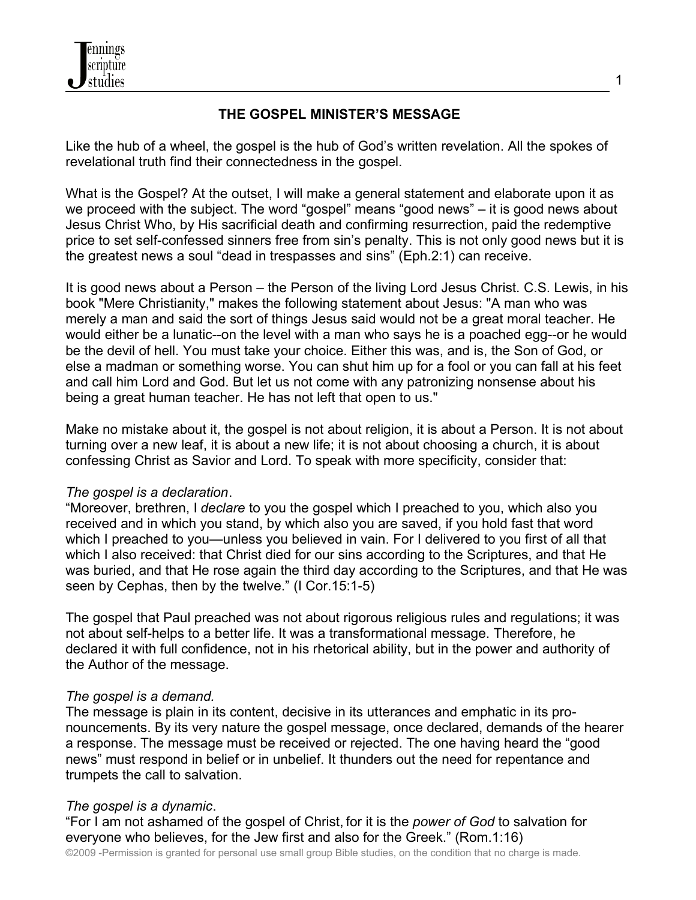# THE GOSPEL MINISTER'S MESSAGE

Like the hub of a wheel, the gospel is the hub of God's written revelation. All the spokes of revelational truth find their connectedness in the gospel.

What is the Gospel? At the outset, I will make a general statement and elaborate upon it as we proceed with the subject. The word "gospel" means "good news" – it is good news about Jesus Christ Who, by His sacrificial death and confirming resurrection, paid the redemptive price to set self-confessed sinners free from sin's penalty. This is not only good news but it is the greatest news a soul "dead in trespasses and sins" (Eph.2:1) can receive.

It is good news about a Person – the Person of the living Lord Jesus Christ. C.S. Lewis, in his book "Mere Christianity," makes the following statement about Jesus: "A man who was merely a man and said the sort of things Jesus said would not be a great moral teacher. He would either be a lunatic--on the level with a man who says he is a poached egg--or he would be the devil of hell. You must take your choice. Either this was, and is, the Son of God, or else a madman or something worse. You can shut him up for a fool or you can fall at his feet and call him Lord and God. But let us not come with any patronizing nonsense about his being a great human teacher. He has not left that open to us."

Make no mistake about it, the gospel is not about religion, it is about a Person. It is not about turning over a new leaf, it is about a new life; it is not about choosing a church, it is about confessing Christ as Savior and Lord. To speak with more specificity, consider that:

*The gospel is a declaration*.

"Moreover, brethren, I *declare* to you the gospel which I preached to you, which also you received and in which you stand, by which also you are saved, if you hold fast that word which I preached to you—unless you believed in vain. For I delivered to you first of all that which I also received: that Christ died for our sins according to the Scriptures, and that He was buried, and that He rose again the third day according to the Scriptures, and that He was seen by Cephas, then by the twelve." (I Cor.15:1-5)

The gospel that Paul preached was not about rigorous religious rules and regulations; it was not about self-helps to a better life. It was a transformational message. Therefore, he declared it with full confidence, not in his rhetorical ability, but in the power and authority of the Author of the message.

*The gospel is a demand.*

The message is plain in its content, decisive in its utterances and emphatic in its pronouncements. By its very nature the gospel message, once declared, demands of the hearer a response. The message must be received or rejected. The one having heard the "good news" must respond in belief or in unbelief. It thunders out the need for repentance and trumpets the call to salvation.

*The gospel is a dynamic*.

"For I am not ashamed of the gospel of Christ, for it is the *power of God* to salvation for everyone who believes, for the Jew first and also for the Greek." (Rom.1:16)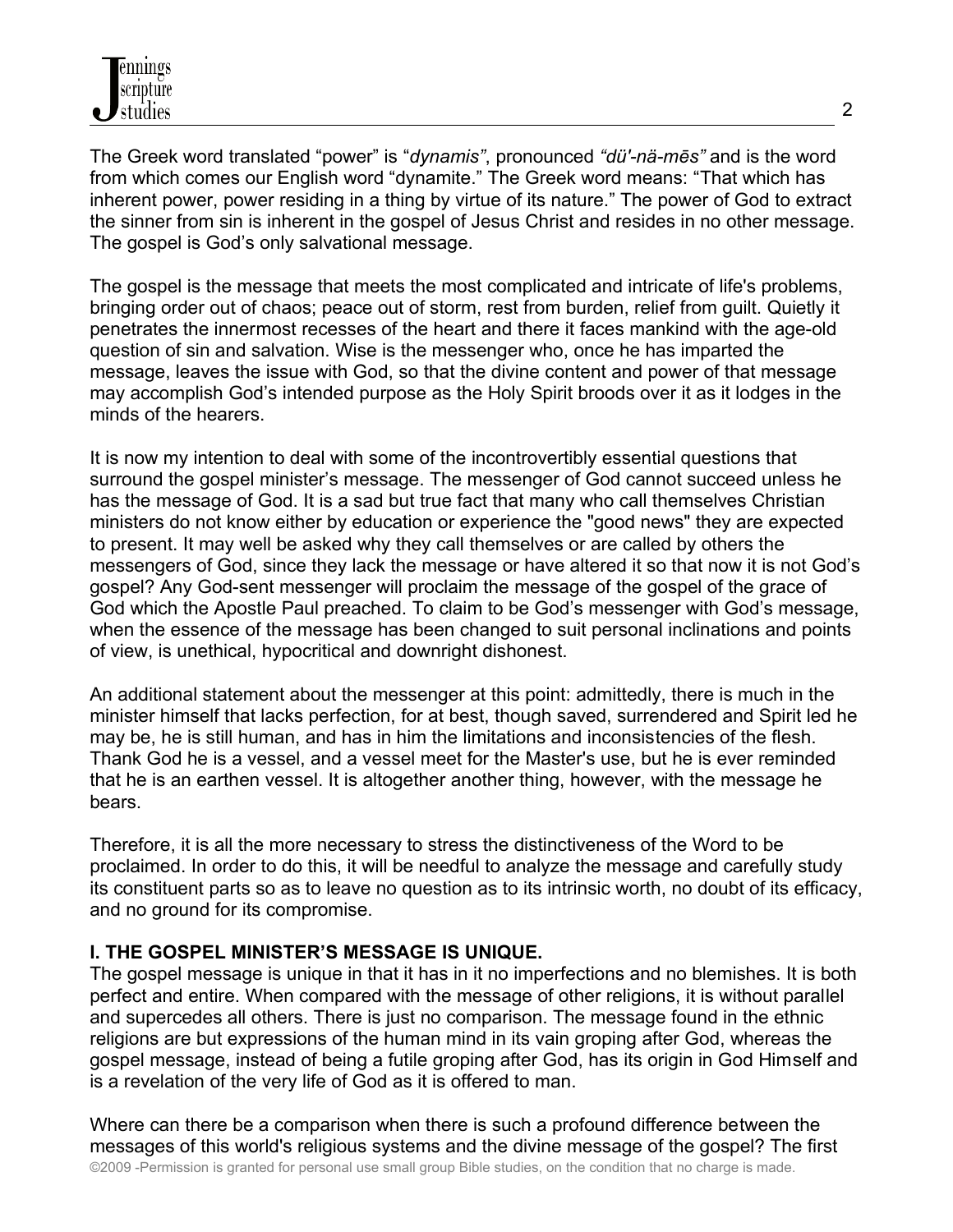The Greek word translated "power" is "*dynamis"*, pronounced *"dü'-nä-mēs"* and is the word from which comes our English word "dynamite." The Greek word means: "That which has inherent power, power residing in a thing by virtue of its nature." The power of God to extract the sinner from sin is inherent in the gospel of Jesus Christ and resides in no other message. The gospel is God's only salvational message.

The gospel is the message that meets the most complicated and intricate of life's problems, bringing order out of chaos; peace out of storm, rest from burden, relief from guilt. Quietly it penetrates the innermost recesses of the heart and there it faces mankind with the age-old question of sin and salvation. Wise is the messenger who, once he has imparted the message, leaves the issue with God, so that the divine content and power of that message may accomplish God's intended purpose as the Holy Spirit broods over it as it lodges in the minds of the hearers.

It is now my intention to deal with some of the incontrovertibly essential questions that surround the gospel minister's message. The messenger of God cannot succeed unless he has the message of God. It is a sad but true fact that many who call themselves Christian ministers do not know either by education or experience the "good news" they are expected to present. It may well be asked why they call themselves or are called by others the messengers of God, since they lack the message or have altered it so that now it is not God's gospel? Any God-sent messenger will proclaim the message of the gospel of the grace of God which the Apostle Paul preached. To claim to be God's messenger with God's message, when the essence of the message has been changed to suit personal inclinations and points of view, is unethical, hypocritical and downright dishonest.

An additional statement about the messenger at this point: admittedly, there is much in the minister himself that lacks perfection, for at best, though saved, surrendered and Spirit led he may be, he is still human, and has in him the limitations and inconsistencies of the flesh. Thank God he is a vessel, and a vessel meet for the Master's use, but he is ever reminded that he is an earthen vessel. It is altogether another thing, however, with the message he bears.

Therefore, it is all the more necessary to stress the distinctiveness of the Word to be proclaimed. In order to do this, it will be needful to analyze the message and carefully study its constituent parts so as to leave no question as to its intrinsic worth, no doubt of its efficacy, and no ground for its compromise.

**I. THE GOSPEL MINISTER'S MESSAGE IS UNIQUE.**

The gospel message is unique in that it has in it no imperfections and no blemishes. It is both perfect and entire. When compared with the message of other religions, it is without parallel and supercedes all others. There is just no comparison. The message found in the ethnic religions are but expressions of the human mind in its vain groping after God, whereas the gospel message, instead of being a futile groping after God, has its origin in God Himself and is a revelation of the very life of God as it is offered to man.

Where can there be a comparison when there is such a profound difference between the messages of this world's religious systems and the divine message of the gospel? The first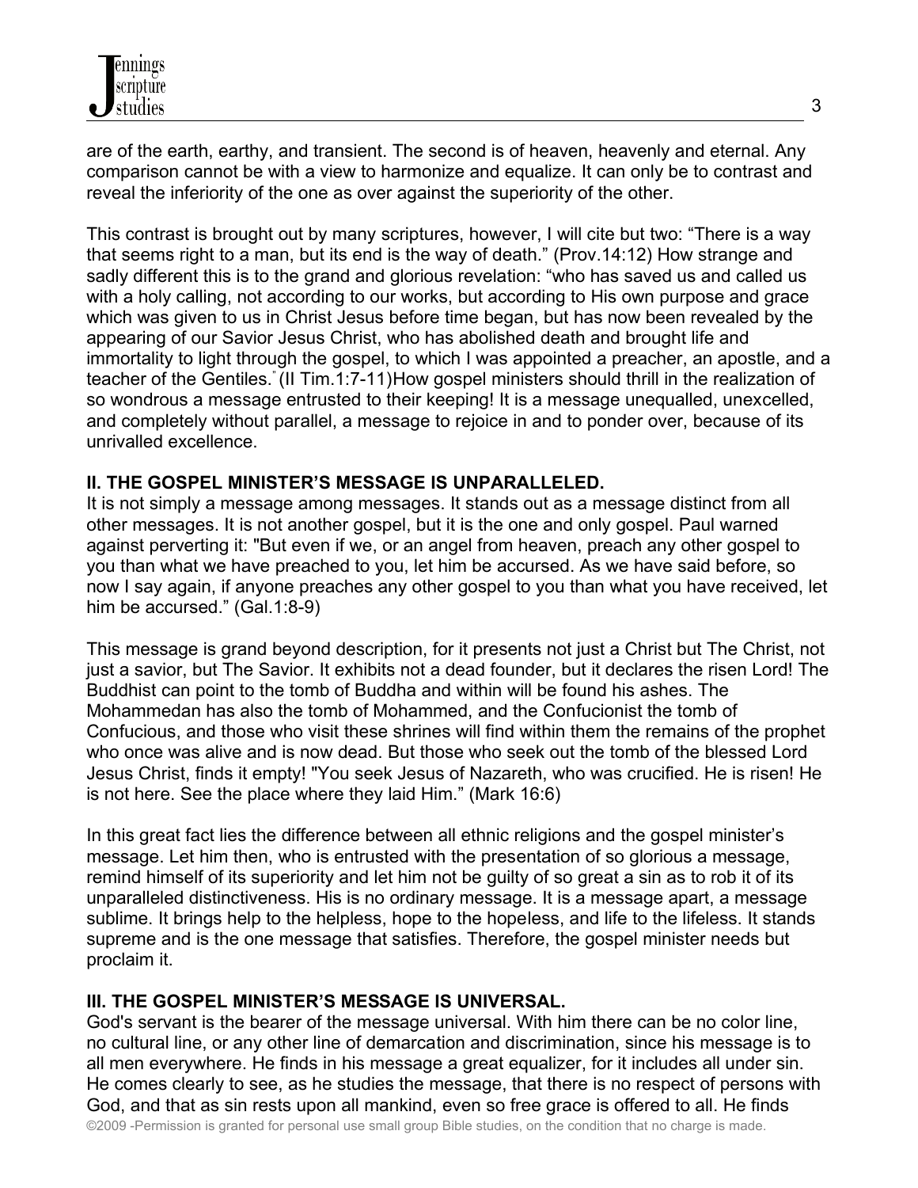are of the earth, earthy, and transient. The second is of heaven, heavenly and eternal. Any comparison cannot be with a view to harmonize and equalize. It can only be to contrast and reveal the inferiority of the one as over against the superiority of the other.

This contrast is brought out by many scriptures, however, I will cite but two: "There is a way that seems right to a man, but its end is the way of death." (Prov.14:12) How strange and sadly different this is to the grand and glorious revelation: "who has saved us and called us with a holy calling, not according to our works, but according to His own purpose and grace which was given to us in Christ Jesus before time began, but has now been revealed by the appearing of our Savior Jesus Christ, who has abolished death and brought life and immortality to light through the gospel, to which I was appointed a preacher, an apostle, and a teacher of the Gentiles." (II Tim.1:7-11)How gospel ministers should thrill in the realization of so wondrous a message entrusted to their keeping! It is a message unequalled, unexcelled, and completely without parallel, a message to rejoice in and to ponder over, because of its unrivalled excellence.

**II. THE GOSPEL MINISTER'S MESSAGE IS UNPARALLELED.**

It is not simply a message among messages. It stands out as a message distinct from all other messages. It is not another gospel, but it is the one and only gospel. Paul warned against perverting it: "But even if we, or an angel from heaven, preach any other gospel to you than what we have preached to you, let him be accursed. As we have said before, so now I say again, if anyone preaches any other gospel to you than what you have received, let him be accursed." (Gal.1:8-9)

This message is grand beyond description, for it presents not just a Christ but The Christ, not just a savior, but The Savior. It exhibits not a dead founder, but it declares the risen Lord! The Buddhist can point to the tomb of Buddha and within will be found his ashes. The Mohammedan has also the tomb of Mohammed, and the Confucionist the tomb of Confucious, and those who visit these shrines will find within them the remains of the prophet who once was alive and is now dead. But those who seek out the tomb of the blessed Lord Jesus Christ, finds it empty! "You seek Jesus of Nazareth, who was crucified. He is risen! He is not here. See the place where they laid Him." (Mark 16:6)

In this great fact lies the difference between all ethnic religions and the gospel minister's message. Let him then, who is entrusted with the presentation of so glorious a message, remind himself of its superiority and let him not be guilty of so great a sin as to rob it of its unparalleled distinctiveness. His is no ordinary message. It is a message apart, a message sublime. It brings help to the helpless, hope to the hopeless, and life to the lifeless. It stands supreme and is the one message that satisfies. Therefore, the gospel minister needs but proclaim it.

**III. THE GOSPEL MINISTER'S MESSAGE IS UNIVERSAL.**

God's servant is the bearer of the message universal. With him there can be no color line, no cultural line, or any other line of demarcation and discrimination, since his message is to all men everywhere. He finds in his message a great equalizer, for it includes all under sin. He comes clearly to see, as he studies the message, that there is no respect of persons with God, and that as sin rests upon all mankind, even so free grace is offered to all. He finds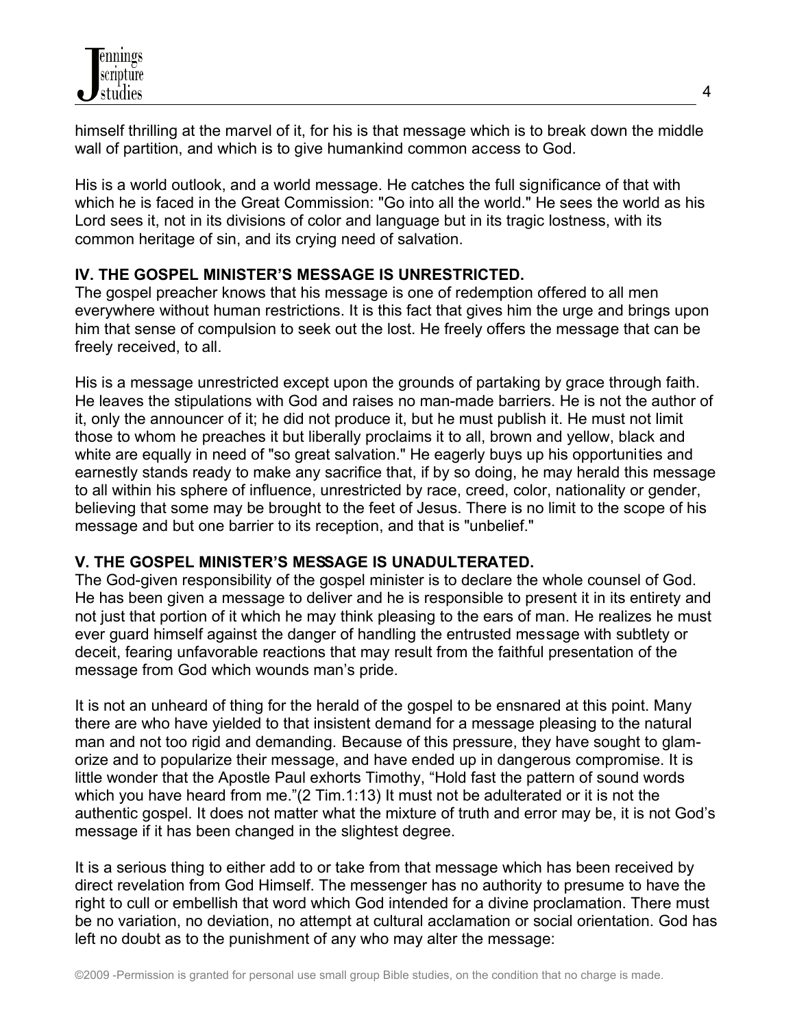himself thrilling at the marvel of it, for his is that message which is to break down the middle wall of partition, and which is to give humankind common access to God.

His is a world outlook, and a world message. He catches the full significance of that with which he is faced in the Great Commission: "Go into all the world." He sees the world as his Lord sees it, not in its divisions of color and language but in its tragic lostness, with its common heritage of sin, and its crying need of salvation.

**IV. THE GOSPEL MINISTER'S MESSAGE IS UNRESTRICTED.**

The gospel preacher knows that his message is one of redemption offered to all men everywhere without human restrictions. It is this fact that gives him the urge and brings upon him that sense of compulsion to seek out the lost. He freely offers the message that can be freely received, to all.

His is a message unrestricted except upon the grounds of partaking by grace through faith. He leaves the stipulations with God and raises no man-made barriers. He is not the author of it, only the announcer of it; he did not produce it, but he must publish it. He must not limit those to whom he preaches it but liberally proclaims it to all, brown and yellow, black and white are equally in need of "so great salvation." He eagerly buys up his opportunities and earnestly stands ready to make any sacrifice that, if by so doing, he may herald this message to all within his sphere of influence, unrestricted by race, creed, color, nationality or gender, believing that some may be brought to the feet of Jesus. There is no limit to the scope of his message and but one barrier to its reception, and that is "unbelief."

**V. THE GOSPEL MINISTER'S MESSAGE IS UNADULTERATED.**

The God-given responsibility of the gospel minister is to declare the whole counsel of God. He has been given a message to deliver and he is responsible to present it in its entirety and not just that portion of it which he may think pleasing to the ears of man. He realizes he must ever guard himself against the danger of handling the entrusted message with subtlety or deceit, fearing unfavorable reactions that may result from the faithful presentation of the message from God which wounds man's pride.

It is not an unheard of thing for the herald of the gospel to be ensnared at this point. Many there are who have yielded to that insistent demand for a message pleasing to the natural man and not too rigid and demanding. Because of this pressure, they have sought to glamorize and to popularize their message, and have ended up in dangerous compromise. It is little wonder that the Apostle Paul exhorts Timothy, "Hold fast the pattern of sound words which you have heard from me."(2 Tim.1:13) It must not be adulterated or it is not the authentic gospel. It does not matter what the mixture of truth and error may be, it is not God's message if it has been changed in the slightest degree.

It is a serious thing to either add to or take from that message which has been received by direct revelation from God Himself. The messenger has no authority to presume to have the right to cull or embellish that word which God intended for a divine proclamation. There must be no variation, no deviation, no attempt at cultural acclamation or social orientation. God has left no doubt as to the punishment of any who may alter the message: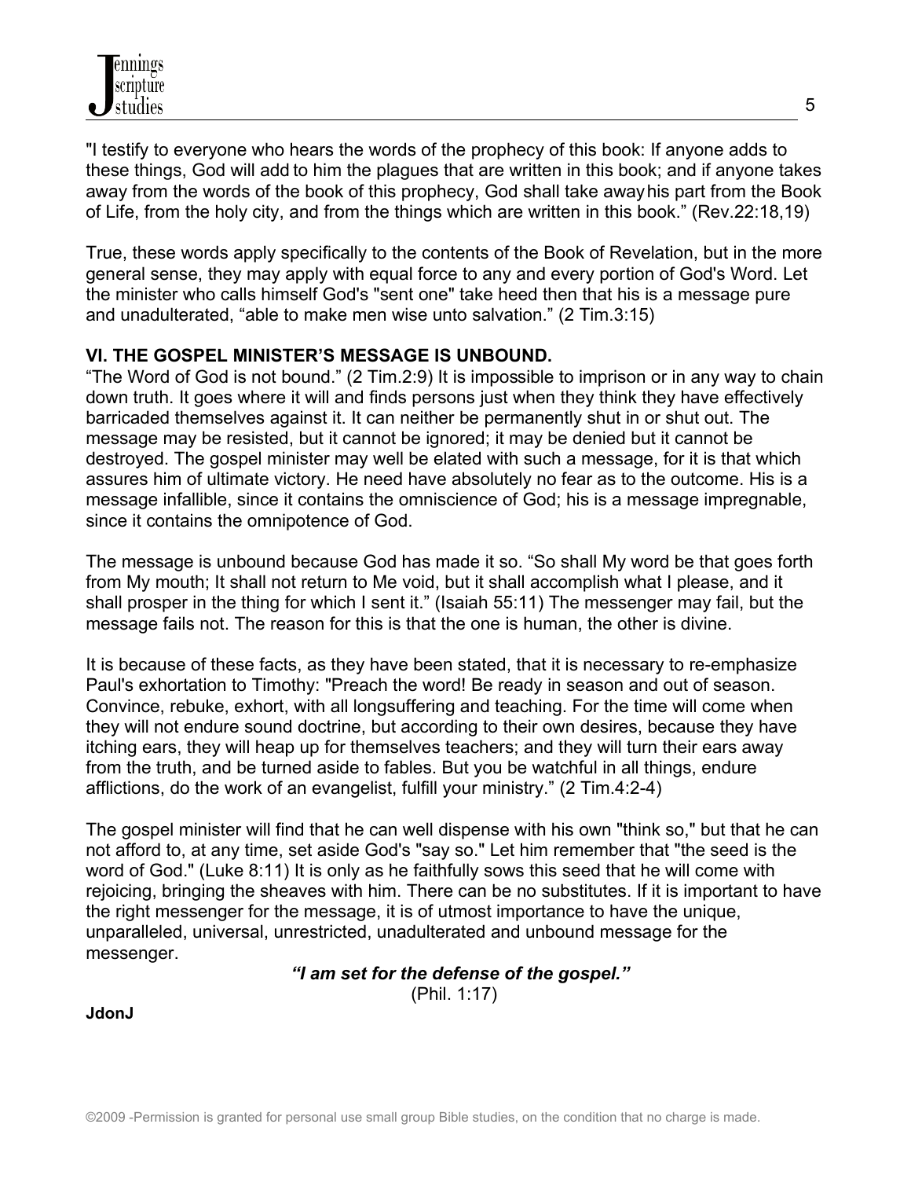"I testify to everyone who hears the words of the prophecy of this book: If anyone adds to these things, God will add to him the plagues that are written in this book; and if anyone takes away from the words of the book of this prophecy, God shall take away his part from the Book of Life, from the holy city, and from the things which are written in this book." (Rev.22:18,19)

True, these words apply specifically to the contents of the Book of Revelation, but in the more general sense, they may apply with equal force to any and every portion of God's Word. Let the minister who calls himself God's "sent one" take heed then that his is a message pure and unadulterated, "able to make men wise unto salvation." (2 Tim.3:15)

**VI. THE GOSPEL MINISTER'S MESSAGE IS UNBOUND.**

"The Word of God is not bound." (2 Tim.2:9) It is impossible to imprison or in any way to chain down truth. It goes where it will and finds persons just when they think they have effectively barricaded themselves against it. It can neither be permanently shut in or shut out. The message may be resisted, but it cannot be ignored; it may be denied but it cannot be destroyed. The gospel minister may well be elated with such a message, for it is that which assures him of ultimate victory. He need have absolutely no fear as to the outcome. His is a message infallible, since it contains the omniscience of God; his is a message impregnable, since it contains the omnipotence of God.

The message is unbound because God has made it so. "So shall My word be that goes forth from My mouth; It shall not return to Me void, but it shall accomplish what I please, and it shall prosper in the thing for which I sent it." (Isaiah 55:11) The messenger may fail, but the message fails not. The reason for this is that the one is human, the other is divine.

It is because of these facts, as they have been stated, that it is necessary to re-emphasize Paul's exhortation to Timothy: "Preach the word! Be ready in season and out of season. Convince, rebuke, exhort, with all longsuffering and teaching. For the time will come when they will not endure sound doctrine, but according to their own desires, because they have itching ears, they will heap up for themselves teachers; and they will turn their ears away from the truth, and be turned aside to fables. But you be watchful in all things, endure afflictions, do the work of an evangelist, fulfill your ministry." (2 Tim.4:2-4)

The gospel minister will find that he can well dispense with his own "think so," but that he can not afford to, at any time, set aside God's "say so." Let him remember that "the seed is the word of God." (Luke 8:11) It is only as he faithfully sows this seed that he will come with rejoicing, bringing the sheaves with him. There can be no substitutes. If it is important to have the right messenger for the message, it is of utmost importance to have the unique, unparalleled, universal, unrestricted, unadulterated and unbound message for the messenger.

***"I am set for the defense of the gospel."***
(Phil. 1:17)

**JdonJ**

©2009 -Permission is granted for personal use small group Bible studies, on the condition that no charge is made.